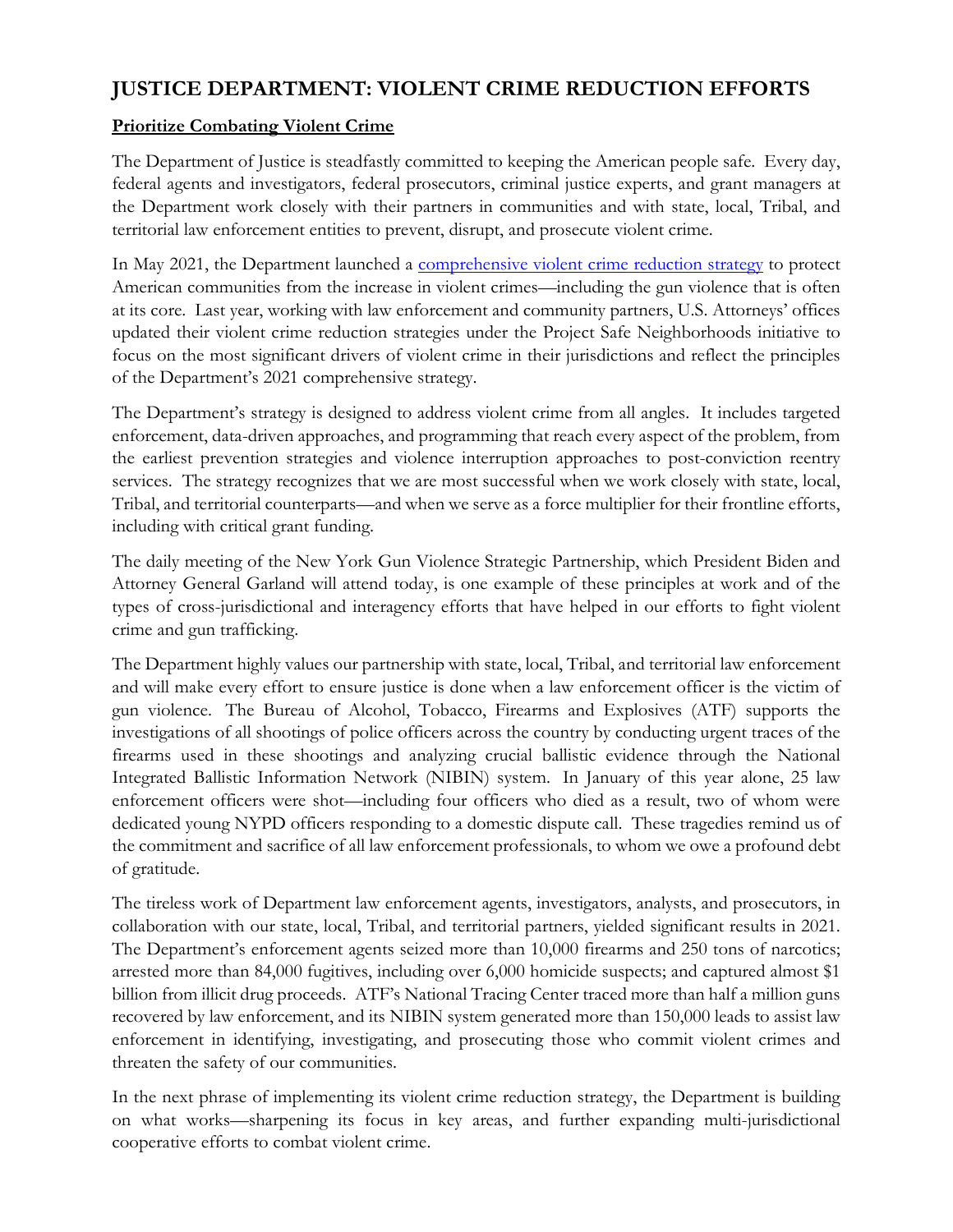# JUSTICE DEPARTMENT: VIOLENT CRIME REDUCTION EFFORTS

## Prioritize Combating Violent Crime

The Department of Justice is steadfastly committed to keeping the American people safe. Every day, federal agents and investigators, federal prosecutors, criminal justice experts, and grant managers at the Department work closely with their partners in communities and with state, local, Tribal, and territorial law enforcement entities to prevent, disrupt, and prosecute violent crime.

In May 2021, the Department launched a [comprehensive violent crime reduction strategy]() to protect American communities from the increase in violent crimes—including the gun violence that is often at its core. Last year, working with law enforcement and community partners, U.S. Attorneys' offices updated their violent crime reduction strategies under the Project Safe Neighborhoods initiative to focus on the most significant drivers of violent crime in their jurisdictions and reflect the principles of the Department's 2021 comprehensive strategy.

The Department's strategy is designed to address violent crime from all angles. It includes targeted enforcement, data-driven approaches, and programming that reach every aspect of the problem, from the earliest prevention strategies and violence interruption approaches to post-conviction reentry services. The strategy recognizes that we are most successful when we work closely with state, local, Tribal, and territorial counterparts—and when we serve as a force multiplier for their frontline efforts, including with critical grant funding.

The daily meeting of the New York Gun Violence Strategic Partnership, which President Biden and Attorney General Garland will attend today, is one example of these principles at work and of the types of cross-jurisdictional and interagency efforts that have helped in our efforts to fight violent crime and gun trafficking.

The Department highly values our partnership with state, local, Tribal, and territorial law enforcement and will make every effort to ensure justice is done when a law enforcement officer is the victim of gun violence. The Bureau of Alcohol, Tobacco, Firearms and Explosives (ATF) supports the investigations of all shootings of police officers across the country by conducting urgent traces of the firearms used in these shootings and analyzing crucial ballistic evidence through the National Integrated Ballistic Information Network (NIBIN) system. In January of this year alone, 25 law enforcement officers were shot—including four officers who died as a result, two of whom were dedicated young NYPD officers responding to a domestic dispute call. These tragedies remind us of the commitment and sacrifice of all law enforcement professionals, to whom we owe a profound debt of gratitude.

The tireless work of Department law enforcement agents, investigators, analysts, and prosecutors, in collaboration with our state, local, Tribal, and territorial partners, yielded significant results in 2021. The Department's enforcement agents seized more than 10,000 firearms and 250 tons of narcotics; arrested more than 84,000 fugitives, including over 6,000 homicide suspects; and captured almost $1 billion from illicit drug proceeds. ATF's National Tracing Center traced more than half a million guns recovered by law enforcement, and its NIBIN system generated more than 150,000 leads to assist law enforcement in identifying, investigating, and prosecuting those who commit violent crimes and threaten the safety of our communities.

In the next phrase of implementing its violent crime reduction strategy, the Department is building on what works—sharpening its focus in key areas, and further expanding multi-jurisdictional cooperative efforts to combat violent crime.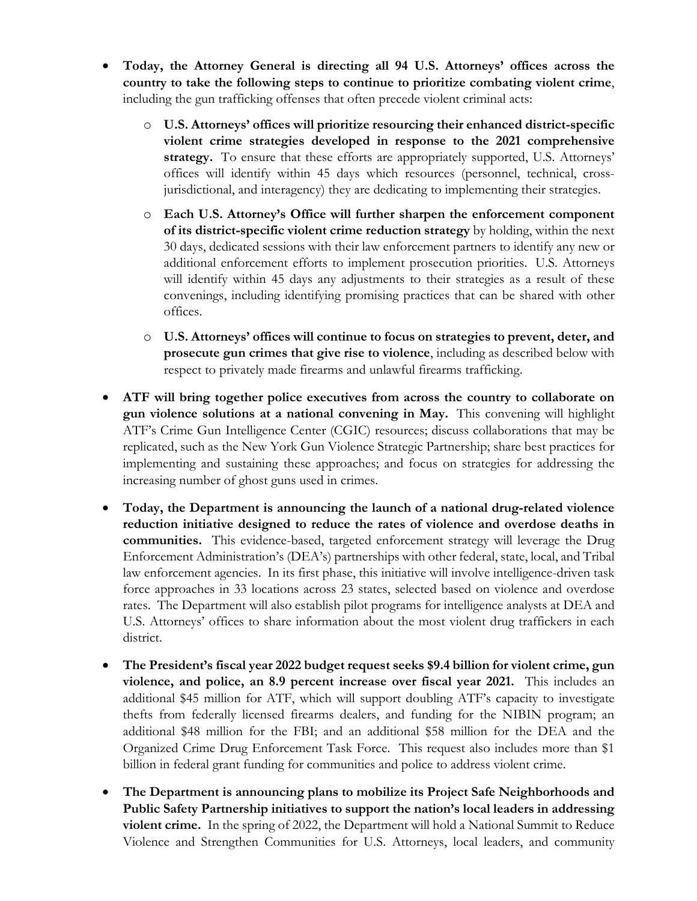- **Today, the Attorney General is directing all 94 U.S. Attorneys' offices across the country to take the following steps to continue to prioritize combating violent crime**, including the gun trafficking offenses that often precede violent criminal acts:
    - **U.S. Attorneys' offices will prioritize resourcing their enhanced district-specific violent crime strategies developed in response to the 2021 comprehensive strategy.** To ensure that these efforts are appropriately supported, U.S. Attorneys' offices will identify within 45 days which resources (personnel, technical, cross-jurisdictional, and interagency) they are dedicating to implementing their strategies.
    - **Each U.S. Attorney's Office will further sharpen the enforcement component of its district-specific violent crime reduction strategy** by holding, within the next 30 days, dedicated sessions with their law enforcement partners to identify any new or additional enforcement efforts to implement prosecution priorities. U.S. Attorneys will identify within 45 days any adjustments to their strategies as a result of these convenings, including identifying promising practices that can be shared with other offices.
    - **U.S. Attorneys' offices will continue to focus on strategies to prevent, deter, and prosecute gun crimes that give rise to violence**, including as described below with respect to privately made firearms and unlawful firearms trafficking.
- **ATF will bring together police executives from across the country to collaborate on gun violence solutions at a national convening in May.** This convening will highlight ATF's Crime Gun Intelligence Center (CGIC) resources; discuss collaborations that may be replicated, such as the New York Gun Violence Strategic Partnership; share best practices for implementing and sustaining these approaches; and focus on strategies for addressing the increasing number of ghost guns used in crimes.
- **Today, the Department is announcing the launch of a national drug-related violence reduction initiative designed to reduce the rates of violence and overdose deaths in communities.** This evidence-based, targeted enforcement strategy will leverage the Drug Enforcement Administration's (DEA's) partnerships with other federal, state, local, and Tribal law enforcement agencies. In its first phase, this initiative will involve intelligence-driven task force approaches in 33 locations across 23 states, selected based on violence and overdose rates. The Department will also establish pilot programs for intelligence analysts at DEA and U.S. Attorneys' offices to share information about the most violent drug traffickers in each district.
- **The President's fiscal year 2022 budget request seeks $9.4 billion for violent crime, gun violence, and police, an 8.9 percent increase over fiscal year 2021.** This includes an additional $45 million for ATF, which will support doubling ATF's capacity to investigate thefts from federally licensed firearms dealers, and funding for the NIBIN program; an additional $48 million for the FBI; and an additional $58 million for the DEA and the Organized Crime Drug Enforcement Task Force. This request also includes more than $1 billion in federal grant funding for communities and police to address violent crime.
- **The Department is announcing plans to mobilize its Project Safe Neighborhoods and Public Safety Partnership initiatives to support the nation's local leaders in addressing violent crime.** In the spring of 2022, the Department will hold a National Summit to Reduce Violence and Strengthen Communities for U.S. Attorneys, local leaders, and community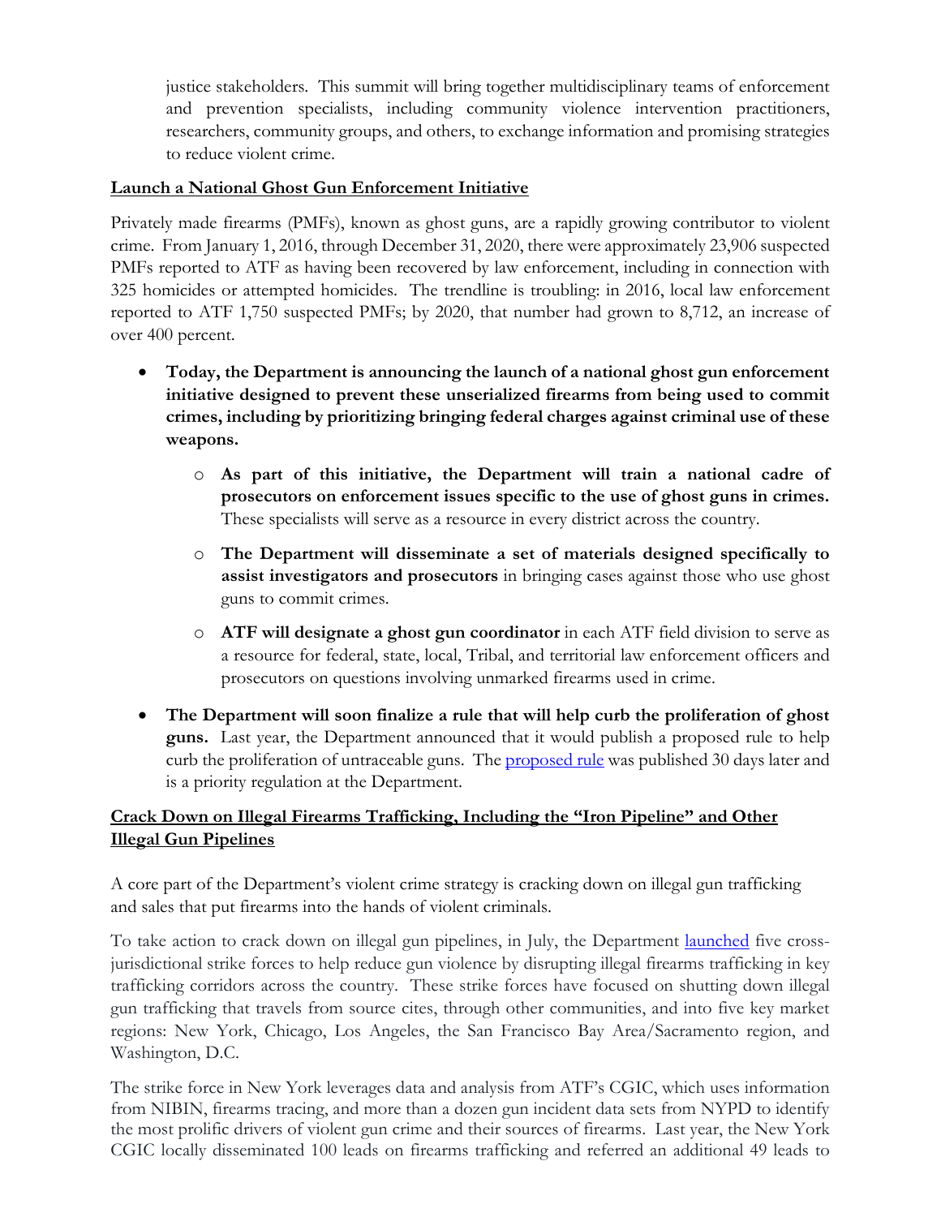justice stakeholders. This summit will bring together multidisciplinary teams of enforcement and prevention specialists, including community violence intervention practitioners, researchers, community groups, and others, to exchange information and promising strategies to reduce violent crime.

## Launch a National Ghost Gun Enforcement Initiative

Privately made firearms (PMFs), known as ghost guns, are a rapidly growing contributor to violent crime. From January 1, 2016, through December 31, 2020, there were approximately 23,906 suspected PMFs reported to ATF as having been recovered by law enforcement, including in connection with 325 homicides or attempted homicides. The trendline is troubling: in 2016, local law enforcement reported to ATF 1,750 suspected PMFs; by 2020, that number had grown to 8,712, an increase of over 400 percent.

- **Today, the Department is announcing the launch of a national ghost gun enforcement initiative designed to prevent these unserialized firearms from being used to commit crimes, including by prioritizing bringing federal charges against criminal use of these weapons.**
    - **As part of this initiative, the Department will train a national cadre of prosecutors on enforcement issues specific to the use of ghost guns in crimes.** These specialists will serve as a resource in every district across the country.
    - **The Department will disseminate a set of materials designed specifically to assist investigators and prosecutors** in bringing cases against those who use ghost guns to commit crimes.
    - **ATF will designate a ghost gun coordinator** in each ATF field division to serve as a resource for federal, state, local, Tribal, and territorial law enforcement officers and prosecutors on questions involving unmarked firearms used in crime.
- **The Department will soon finalize a rule that will help curb the proliferation of ghost guns.** Last year, the Department announced that it would publish a proposed rule to help curb the proliferation of untraceable guns. The proposed rule was published 30 days later and is a priority regulation at the Department.

## Crack Down on Illegal Firearms Trafficking, Including the "Iron Pipeline" and Other Illegal Gun Pipelines

A core part of the Department's violent crime strategy is cracking down on illegal gun trafficking and sales that put firearms into the hands of violent criminals.

To take action to crack down on illegal gun pipelines, in July, the Department launched five cross-jurisdictional strike forces to help reduce gun violence by disrupting illegal firearms trafficking in key trafficking corridors across the country. These strike forces have focused on shutting down illegal gun trafficking that travels from source cites, through other communities, and into five key market regions: New York, Chicago, Los Angeles, the San Francisco Bay Area/Sacramento region, and Washington, D.C.

The strike force in New York leverages data and analysis from ATF's CGIC, which uses information from NIBIN, firearms tracing, and more than a dozen gun incident data sets from NYPD to identify the most prolific drivers of violent gun crime and their sources of firearms. Last year, the New York CGIC locally disseminated 100 leads on firearms trafficking and referred an additional 49 leads to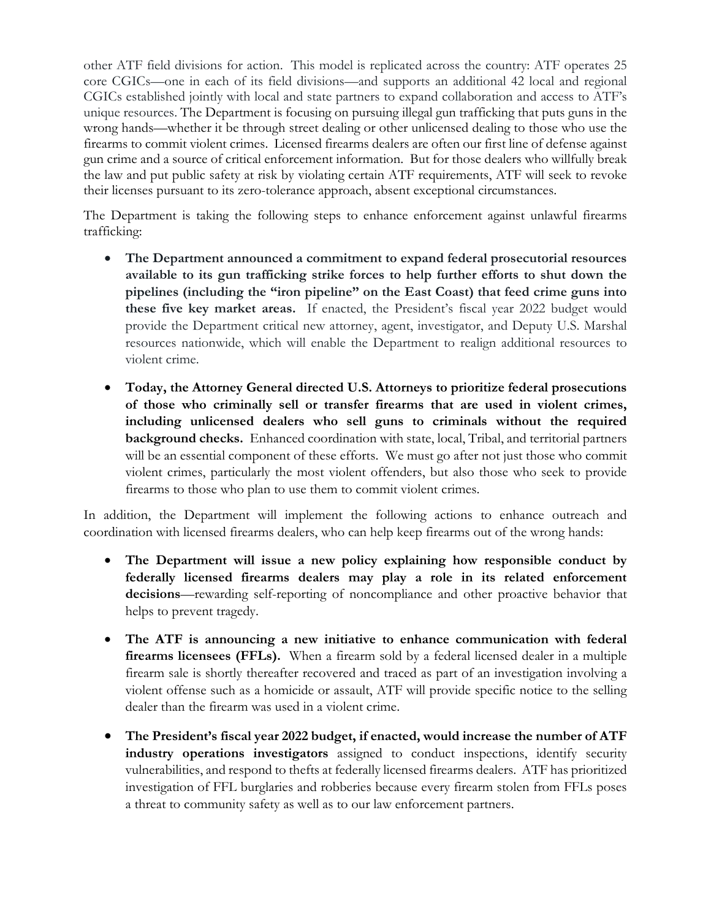other ATF field divisions for action. This model is replicated across the country: ATF operates 25 core CGICs—one in each of its field divisions—and supports an additional 42 local and regional CGICs established jointly with local and state partners to expand collaboration and access to ATF's unique resources. The Department is focusing on pursuing illegal gun trafficking that puts guns in the wrong hands—whether it be through street dealing or other unlicensed dealing to those who use the firearms to commit violent crimes. Licensed firearms dealers are often our first line of defense against gun crime and a source of critical enforcement information. But for those dealers who willfully break the law and put public safety at risk by violating certain ATF requirements, ATF will seek to revoke their licenses pursuant to its zero-tolerance approach, absent exceptional circumstances.

The Department is taking the following steps to enhance enforcement against unlawful firearms trafficking:

- **The Department announced a commitment to expand federal prosecutorial resources available to its gun trafficking strike forces to help further efforts to shut down the pipelines (including the "iron pipeline" on the East Coast) that feed crime guns into these five key market areas.** If enacted, the President's fiscal year 2022 budget would provide the Department critical new attorney, agent, investigator, and Deputy U.S. Marshal resources nationwide, which will enable the Department to realign additional resources to violent crime.
- **Today, the Attorney General directed U.S. Attorneys to prioritize federal prosecutions of those who criminally sell or transfer firearms that are used in violent crimes, including unlicensed dealers who sell guns to criminals without the required background checks.** Enhanced coordination with state, local, Tribal, and territorial partners will be an essential component of these efforts. We must go after not just those who commit violent crimes, particularly the most violent offenders, but also those who seek to provide firearms to those who plan to use them to commit violent crimes.

In addition, the Department will implement the following actions to enhance outreach and coordination with licensed firearms dealers, who can help keep firearms out of the wrong hands:

- **The Department will issue a new policy explaining how responsible conduct by federally licensed firearms dealers may play a role in its related enforcement decisions**—rewarding self-reporting of noncompliance and other proactive behavior that helps to prevent tragedy.
- **The ATF is announcing a new initiative to enhance communication with federal firearms licensees (FFLs).** When a firearm sold by a federal licensed dealer in a multiple firearm sale is shortly thereafter recovered and traced as part of an investigation involving a violent offense such as a homicide or assault, ATF will provide specific notice to the selling dealer than the firearm was used in a violent crime.
- **The President's fiscal year 2022 budget, if enacted, would increase the number of ATF industry operations investigators** assigned to conduct inspections, identify security vulnerabilities, and respond to thefts at federally licensed firearms dealers. ATF has prioritized investigation of FFL burglaries and robberies because every firearm stolen from FFLs poses a threat to community safety as well as to our law enforcement partners.